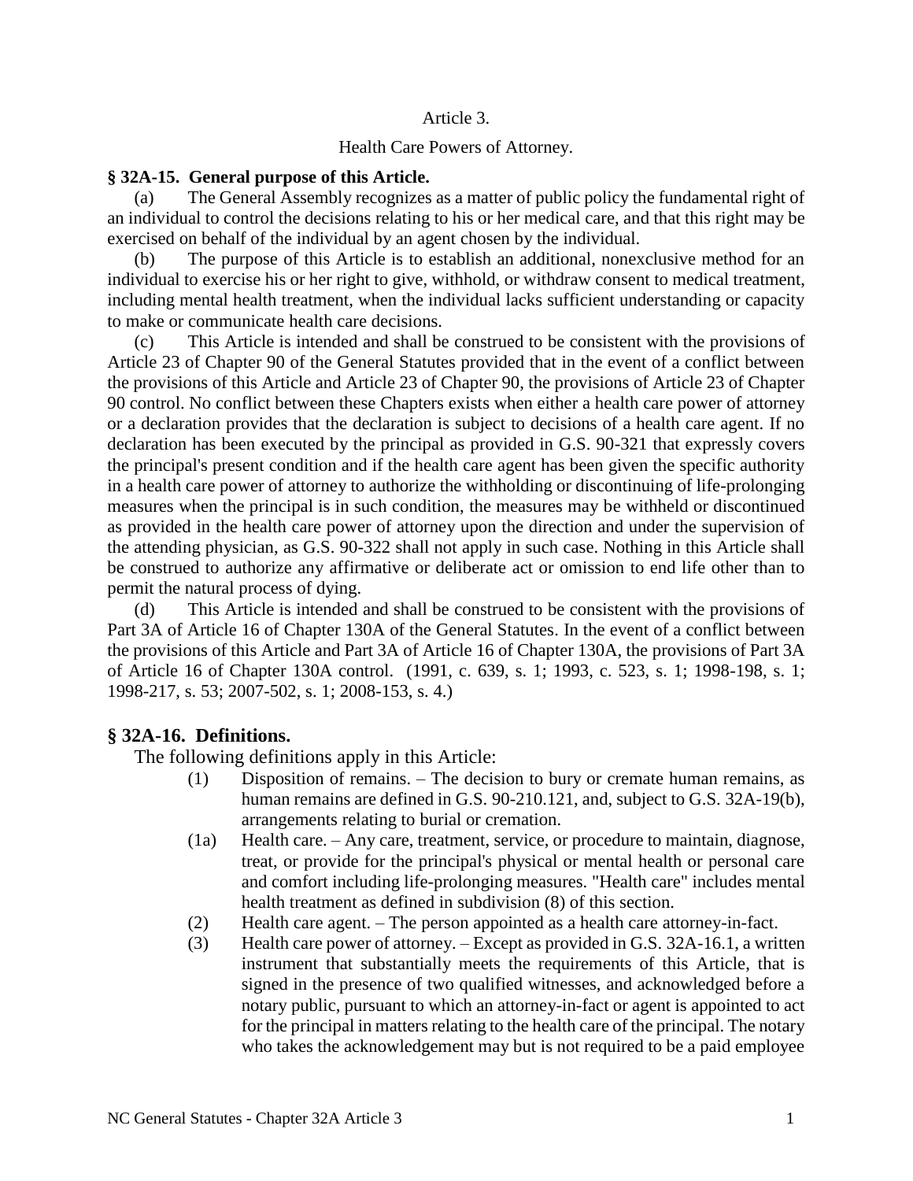Article 3.

Health Care Powers of Attorney.

**§ 32A-15. General purpose of this Article.**

(a) The General Assembly recognizes as a matter of public policy the fundamental right of an individual to control the decisions relating to his or her medical care, and that this right may be exercised on behalf of the individual by an agent chosen by the individual.

(b) The purpose of this Article is to establish an additional, nonexclusive method for an individual to exercise his or her right to give, withhold, or withdraw consent to medical treatment, including mental health treatment, when the individual lacks sufficient understanding or capacity to make or communicate health care decisions.

(c) This Article is intended and shall be construed to be consistent with the provisions of Article 23 of Chapter 90 of the General Statutes provided that in the event of a conflict between the provisions of this Article and Article 23 of Chapter 90, the provisions of Article 23 of Chapter 90 control. No conflict between these Chapters exists when either a health care power of attorney or a declaration provides that the declaration is subject to decisions of a health care agent. If no declaration has been executed by the principal as provided in G.S. 90-321 that expressly covers the principal's present condition and if the health care agent has been given the specific authority in a health care power of attorney to authorize the withholding or discontinuing of life-prolonging measures when the principal is in such condition, the measures may be withheld or discontinued as provided in the health care power of attorney upon the direction and under the supervision of the attending physician, as G.S. 90-322 shall not apply in such case. Nothing in this Article shall be construed to authorize any affirmative or deliberate act or omission to end life other than to permit the natural process of dying.

(d) This Article is intended and shall be construed to be consistent with the provisions of Part 3A of Article 16 of Chapter 130A of the General Statutes. In the event of a conflict between the provisions of this Article and Part 3A of Article 16 of Chapter 130A, the provisions of Part 3A of Article 16 of Chapter 130A control. (1991, c. 639, s. 1; 1993, c. 523, s. 1; 1998-198, s. 1; 1998-217, s. 53; 2007-502, s. 1; 2008-153, s. 4.)

## § 32A-16. Definitions.

The following definitions apply in this Article:

(1) Disposition of remains. – The decision to bury or cremate human remains, as human remains are defined in G.S. 90-210.121, and, subject to G.S. 32A-19(b), arrangements relating to burial or cremation.

(1a) Health care. – Any care, treatment, service, or procedure to maintain, diagnose, treat, or provide for the principal's physical or mental health or personal care and comfort including life-prolonging measures. "Health care" includes mental health treatment as defined in subdivision (8) of this section.

(2) Health care agent. – The person appointed as a health care attorney-in-fact.

(3) Health care power of attorney. – Except as provided in G.S. 32A-16.1, a written instrument that substantially meets the requirements of this Article, that is signed in the presence of two qualified witnesses, and acknowledged before a notary public, pursuant to which an attorney-in-fact or agent is appointed to act for the principal in matters relating to the health care of the principal. The notary who takes the acknowledgement may but is not required to be a paid employee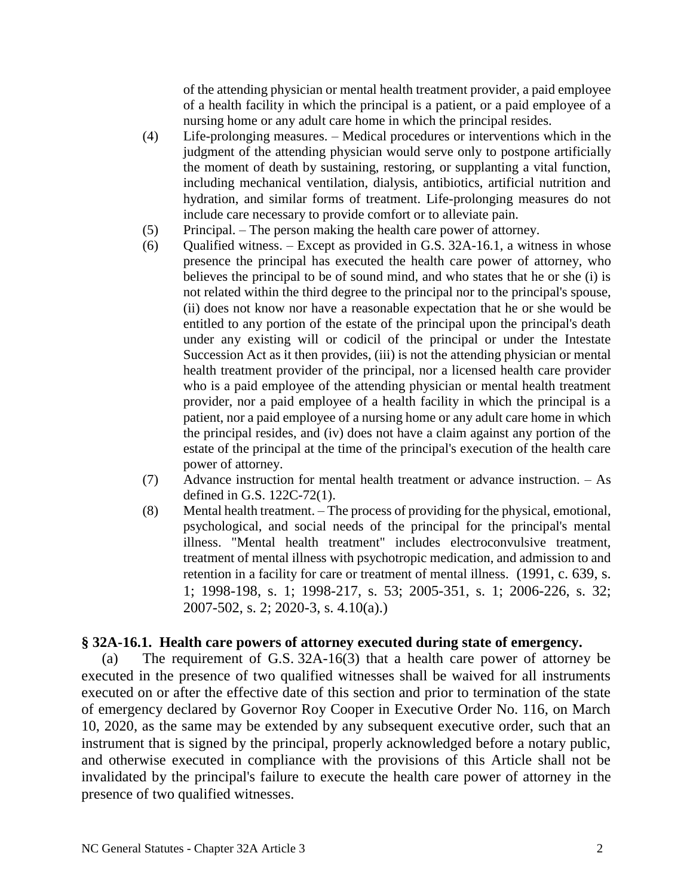of the attending physician or mental health treatment provider, a paid employee of a health facility in which the principal is a patient, or a paid employee of a nursing home or any adult care home in which the principal resides.

(4) Life-prolonging measures. – Medical procedures or interventions which in the judgment of the attending physician would serve only to postpone artificially the moment of death by sustaining, restoring, or supplanting a vital function, including mechanical ventilation, dialysis, antibiotics, artificial nutrition and hydration, and similar forms of treatment. Life-prolonging measures do not include care necessary to provide comfort or to alleviate pain.

(5) Principal. – The person making the health care power of attorney.

(6) Qualified witness. – Except as provided in G.S. 32A-16.1, a witness in whose presence the principal has executed the health care power of attorney, who believes the principal to be of sound mind, and who states that he or she (i) is not related within the third degree to the principal nor to the principal's spouse, (ii) does not know nor have a reasonable expectation that he or she would be entitled to any portion of the estate of the principal upon the principal's death under any existing will or codicil of the principal or under the Intestate Succession Act as it then provides, (iii) is not the attending physician or mental health treatment provider of the principal, nor a licensed health care provider who is a paid employee of the attending physician or mental health treatment provider, nor a paid employee of a health facility in which the principal is a patient, nor a paid employee of a nursing home or any adult care home in which the principal resides, and (iv) does not have a claim against any portion of the estate of the principal at the time of the principal's execution of the health care power of attorney.

(7) Advance instruction for mental health treatment or advance instruction. – As defined in G.S. 122C-72(1).

(8) Mental health treatment. – The process of providing for the physical, emotional, psychological, and social needs of the principal for the principal's mental illness. "Mental health treatment" includes electroconvulsive treatment, treatment of mental illness with psychotropic medication, and admission to and retention in a facility for care or treatment of mental illness. (1991, c. 639, s. 1; 1998-198, s. 1; 1998-217, s. 53; 2005-351, s. 1; 2006-226, s. 32; 2007-502, s. 2; 2020-3, s. 4.10(a).)

### § 32A-16.1. Health care powers of attorney executed during state of emergency.

(a) The requirement of G.S. 32A-16(3) that a health care power of attorney be executed in the presence of two qualified witnesses shall be waived for all instruments executed on or after the effective date of this section and prior to termination of the state of emergency declared by Governor Roy Cooper in Executive Order No. 116, on March 10, 2020, as the same may be extended by any subsequent executive order, such that an instrument that is signed by the principal, properly acknowledged before a notary public, and otherwise executed in compliance with the provisions of this Article shall not be invalidated by the principal's failure to execute the health care power of attorney in the presence of two qualified witnesses.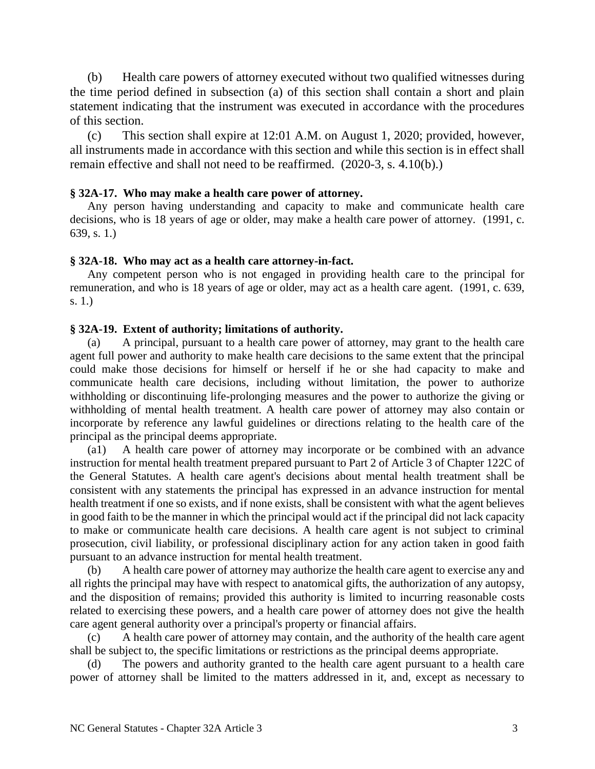(b) Health care powers of attorney executed without two qualified witnesses during the time period defined in subsection (a) of this section shall contain a short and plain statement indicating that the instrument was executed in accordance with the procedures of this section.

(c) This section shall expire at 12:01 A.M. on August 1, 2020; provided, however, all instruments made in accordance with this section and while this section is in effect shall remain effective and shall not need to be reaffirmed. (2020-3, s. 4.10(b).)

### § 32A-17. Who may make a health care power of attorney.

Any person having understanding and capacity to make and communicate health care decisions, who is 18 years of age or older, may make a health care power of attorney. (1991, c. 639, s. 1.)

### § 32A-18. Who may act as a health care attorney-in-fact.

Any competent person who is not engaged in providing health care to the principal for remuneration, and who is 18 years of age or older, may act as a health care agent. (1991, c. 639, s. 1.)

### § 32A-19. Extent of authority; limitations of authority.

(a) A principal, pursuant to a health care power of attorney, may grant to the health care agent full power and authority to make health care decisions to the same extent that the principal could make those decisions for himself or herself if he or she had capacity to make and communicate health care decisions, including without limitation, the power to authorize withholding or discontinuing life-prolonging measures and the power to authorize the giving or withholding of mental health treatment. A health care power of attorney may also contain or incorporate by reference any lawful guidelines or directions relating to the health care of the principal as the principal deems appropriate.

(a1) A health care power of attorney may incorporate or be combined with an advance instruction for mental health treatment prepared pursuant to Part 2 of Article 3 of Chapter 122C of the General Statutes. A health care agent's decisions about mental health treatment shall be consistent with any statements the principal has expressed in an advance instruction for mental health treatment if one so exists, and if none exists, shall be consistent with what the agent believes in good faith to be the manner in which the principal would act if the principal did not lack capacity to make or communicate health care decisions. A health care agent is not subject to criminal prosecution, civil liability, or professional disciplinary action for any action taken in good faith pursuant to an advance instruction for mental health treatment.

(b) A health care power of attorney may authorize the health care agent to exercise any and all rights the principal may have with respect to anatomical gifts, the authorization of any autopsy, and the disposition of remains; provided this authority is limited to incurring reasonable costs related to exercising these powers, and a health care power of attorney does not give the health care agent general authority over a principal's property or financial affairs.

(c) A health care power of attorney may contain, and the authority of the health care agent shall be subject to, the specific limitations or restrictions as the principal deems appropriate.

(d) The powers and authority granted to the health care agent pursuant to a health care power of attorney shall be limited to the matters addressed in it, and, except as necessary to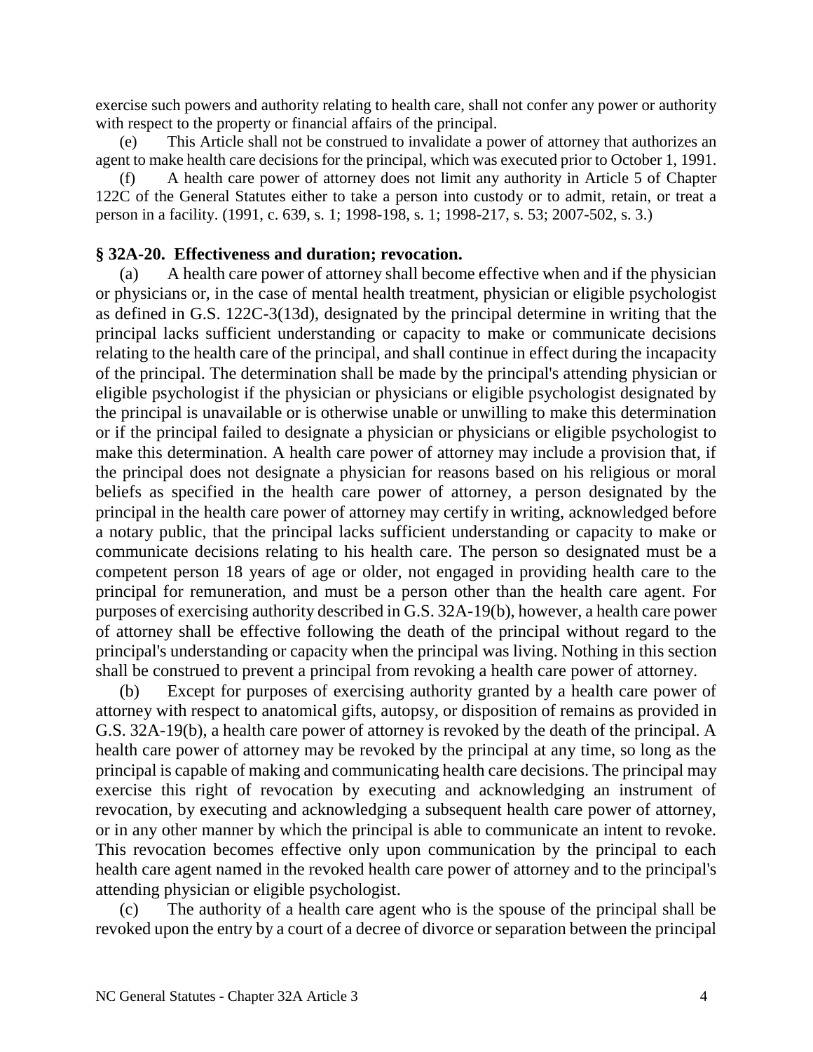exercise such powers and authority relating to health care, shall not confer any power or authority with respect to the property or financial affairs of the principal.

(e) This Article shall not be construed to invalidate a power of attorney that authorizes an agent to make health care decisions for the principal, which was executed prior to October 1, 1991.

(f) A health care power of attorney does not limit any authority in Article 5 of Chapter 122C of the General Statutes either to take a person into custody or to admit, retain, or treat a person in a facility. (1991, c. 639, s. 1; 1998-198, s. 1; 1998-217, s. 53; 2007-502, s. 3.)

## § 32A-20. Effectiveness and duration; revocation.

(a) A health care power of attorney shall become effective when and if the physician or physicians or, in the case of mental health treatment, physician or eligible psychologist as defined in G.S. 122C-3(13d), designated by the principal determine in writing that the principal lacks sufficient understanding or capacity to make or communicate decisions relating to the health care of the principal, and shall continue in effect during the incapacity of the principal. The determination shall be made by the principal's attending physician or eligible psychologist if the physician or physicians or eligible psychologist designated by the principal is unavailable or is otherwise unable or unwilling to make this determination or if the principal failed to designate a physician or physicians or eligible psychologist to make this determination. A health care power of attorney may include a provision that, if the principal does not designate a physician for reasons based on his religious or moral beliefs as specified in the health care power of attorney, a person designated by the principal in the health care power of attorney may certify in writing, acknowledged before a notary public, that the principal lacks sufficient understanding or capacity to make or communicate decisions relating to his health care. The person so designated must be a competent person 18 years of age or older, not engaged in providing health care to the principal for remuneration, and must be a person other than the health care agent. For purposes of exercising authority described in G.S. 32A-19(b), however, a health care power of attorney shall be effective following the death of the principal without regard to the principal's understanding or capacity when the principal was living. Nothing in this section shall be construed to prevent a principal from revoking a health care power of attorney.

(b) Except for purposes of exercising authority granted by a health care power of attorney with respect to anatomical gifts, autopsy, or disposition of remains as provided in G.S. 32A-19(b), a health care power of attorney is revoked by the death of the principal. A health care power of attorney may be revoked by the principal at any time, so long as the principal is capable of making and communicating health care decisions. The principal may exercise this right of revocation by executing and acknowledging an instrument of revocation, by executing and acknowledging a subsequent health care power of attorney, or in any other manner by which the principal is able to communicate an intent to revoke. This revocation becomes effective only upon communication by the principal to each health care agent named in the revoked health care power of attorney and to the principal's attending physician or eligible psychologist.

(c) The authority of a health care agent who is the spouse of the principal shall be revoked upon the entry by a court of a decree of divorce or separation between the principal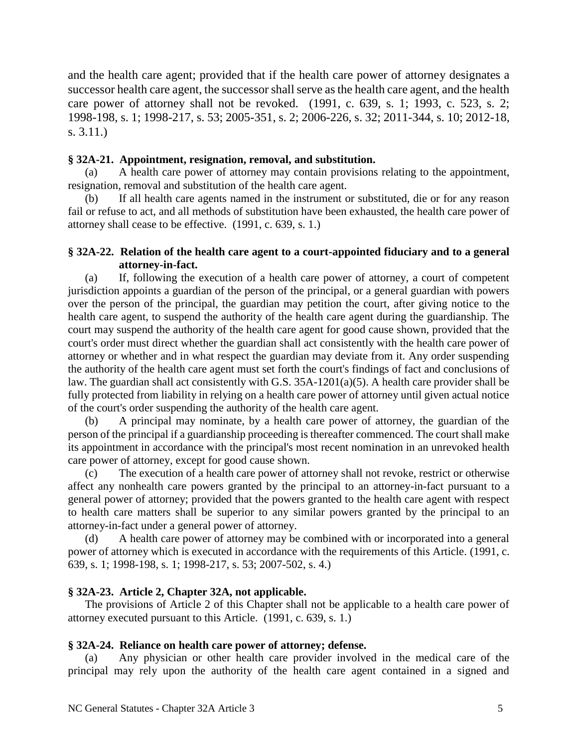and the health care agent; provided that if the health care power of attorney designates a successor health care agent, the successor shall serve as the health care agent, and the health care power of attorney shall not be revoked. (1991, c. 639, s. 1; 1993, c. 523, s. 2; 1998-198, s. 1; 1998-217, s. 53; 2005-351, s. 2; 2006-226, s. 32; 2011-344, s. 10; 2012-18, s. 3.11.)

**§ 32A-21. Appointment, resignation, removal, and substitution.**

(a) A health care power of attorney may contain provisions relating to the appointment, resignation, removal and substitution of the health care agent.

(b) If all health care agents named in the instrument or substituted, die or for any reason fail or refuse to act, and all methods of substitution have been exhausted, the health care power of attorney shall cease to be effective. (1991, c. 639, s. 1.)

**§ 32A-22. Relation of the health care agent to a court-appointed fiduciary and to a general attorney-in-fact.**

(a) If, following the execution of a health care power of attorney, a court of competent jurisdiction appoints a guardian of the person of the principal, or a general guardian with powers over the person of the principal, the guardian may petition the court, after giving notice to the health care agent, to suspend the authority of the health care agent during the guardianship. The court may suspend the authority of the health care agent for good cause shown, provided that the court's order must direct whether the guardian shall act consistently with the health care power of attorney or whether and in what respect the guardian may deviate from it. Any order suspending the authority of the health care agent must set forth the court's findings of fact and conclusions of law. The guardian shall act consistently with G.S. 35A-1201(a)(5). A health care provider shall be fully protected from liability in relying on a health care power of attorney until given actual notice of the court's order suspending the authority of the health care agent.

(b) A principal may nominate, by a health care power of attorney, the guardian of the person of the principal if a guardianship proceeding is thereafter commenced. The court shall make its appointment in accordance with the principal's most recent nomination in an unrevoked health care power of attorney, except for good cause shown.

(c) The execution of a health care power of attorney shall not revoke, restrict or otherwise affect any nonhealth care powers granted by the principal to an attorney-in-fact pursuant to a general power of attorney; provided that the powers granted to the health care agent with respect to health care matters shall be superior to any similar powers granted by the principal to an attorney-in-fact under a general power of attorney.

(d) A health care power of attorney may be combined with or incorporated into a general power of attorney which is executed in accordance with the requirements of this Article. (1991, c. 639, s. 1; 1998-198, s. 1; 1998-217, s. 53; 2007-502, s. 4.)

**§ 32A-23. Article 2, Chapter 32A, not applicable.**

The provisions of Article 2 of this Chapter shall not be applicable to a health care power of attorney executed pursuant to this Article. (1991, c. 639, s. 1.)

**§ 32A-24. Reliance on health care power of attorney; defense.**

(a) Any physician or other health care provider involved in the medical care of the principal may rely upon the authority of the health care agent contained in a signed and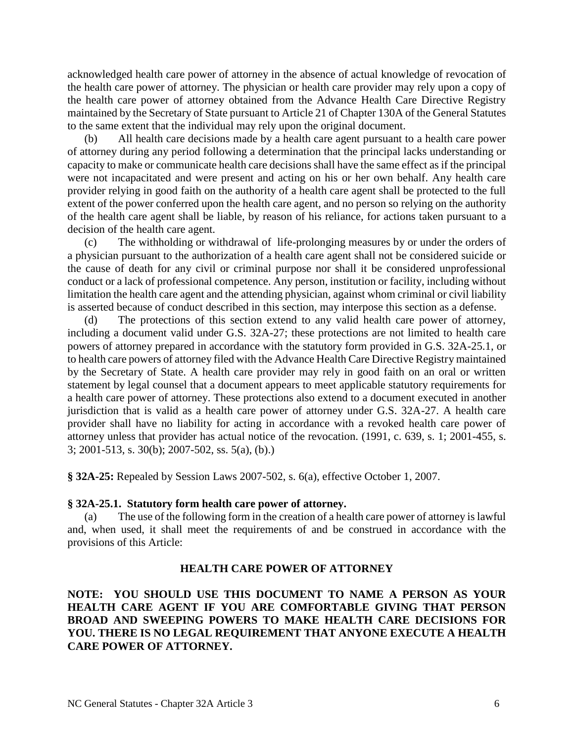acknowledged health care power of attorney in the absence of actual knowledge of revocation of the health care power of attorney. The physician or health care provider may rely upon a copy of the health care power of attorney obtained from the Advance Health Care Directive Registry maintained by the Secretary of State pursuant to Article 21 of Chapter 130A of the General Statutes to the same extent that the individual may rely upon the original document.

(b) All health care decisions made by a health care agent pursuant to a health care power of attorney during any period following a determination that the principal lacks understanding or capacity to make or communicate health care decisions shall have the same effect as if the principal were not incapacitated and were present and acting on his or her own behalf. Any health care provider relying in good faith on the authority of a health care agent shall be protected to the full extent of the power conferred upon the health care agent, and no person so relying on the authority of the health care agent shall be liable, by reason of his reliance, for actions taken pursuant to a decision of the health care agent.

(c) The withholding or withdrawal of life-prolonging measures by or under the orders of a physician pursuant to the authorization of a health care agent shall not be considered suicide or the cause of death for any civil or criminal purpose nor shall it be considered unprofessional conduct or a lack of professional competence. Any person, institution or facility, including without limitation the health care agent and the attending physician, against whom criminal or civil liability is asserted because of conduct described in this section, may interpose this section as a defense.

(d) The protections of this section extend to any valid health care power of attorney, including a document valid under G.S. 32A-27; these protections are not limited to health care powers of attorney prepared in accordance with the statutory form provided in G.S. 32A-25.1, or to health care powers of attorney filed with the Advance Health Care Directive Registry maintained by the Secretary of State. A health care provider may rely in good faith on an oral or written statement by legal counsel that a document appears to meet applicable statutory requirements for a health care power of attorney. These protections also extend to a document executed in another jurisdiction that is valid as a health care power of attorney under G.S. 32A-27. A health care provider shall have no liability for acting in accordance with a revoked health care power of attorney unless that provider has actual notice of the revocation. (1991, c. 639, s. 1; 2001-455, s. 3; 2001-513, s. 30(b); 2007-502, ss. 5(a), (b).)

**§ 32A-25:** Repealed by Session Laws 2007-502, s. 6(a), effective October 1, 2007.

**§ 32A-25.1. Statutory form health care power of attorney.**

(a) The use of the following form in the creation of a health care power of attorney is lawful and, when used, it shall meet the requirements of and be construed in accordance with the provisions of this Article:

**HEALTH CARE POWER OF ATTORNEY**

**NOTE: YOU SHOULD USE THIS DOCUMENT TO NAME A PERSON AS YOUR HEALTH CARE AGENT IF YOU ARE COMFORTABLE GIVING THAT PERSON BROAD AND SWEEPING POWERS TO MAKE HEALTH CARE DECISIONS FOR YOU. THERE IS NO LEGAL REQUIREMENT THAT ANYONE EXECUTE A HEALTH CARE POWER OF ATTORNEY.**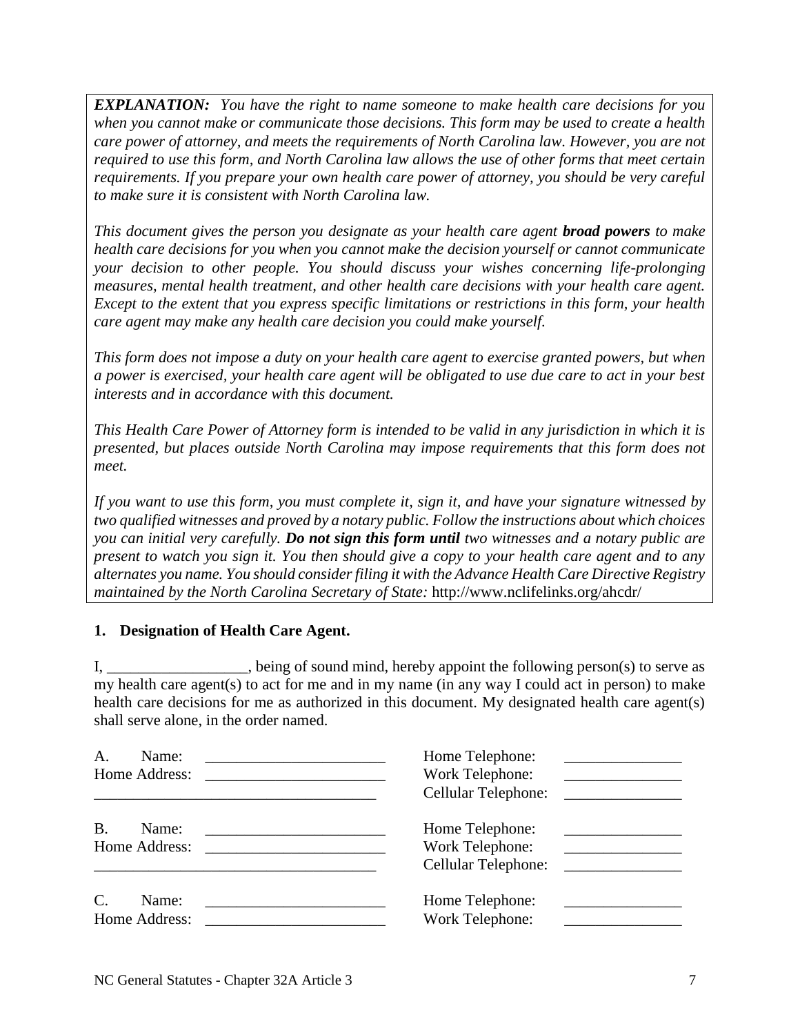*EXPLANATION: You have the right to name someone to make health care decisions for you when you cannot make or communicate those decisions. This form may be used to create a health care power of attorney, and meets the requirements of North Carolina law. However, you are not required to use this form, and North Carolina law allows the use of other forms that meet certain requirements. If you prepare your own health care power of attorney, you should be very careful to make sure it is consistent with North Carolina law.*

*This document gives the person you designate as your health care agent **broad powers** to make health care decisions for you when you cannot make the decision yourself or cannot communicate your decision to other people. You should discuss your wishes concerning life-prolonging measures, mental health treatment, and other health care decisions with your health care agent. Except to the extent that you express specific limitations or restrictions in this form, your health care agent may make any health care decision you could make yourself.*

*This form does not impose a duty on your health care agent to exercise granted powers, but when a power is exercised, your health care agent will be obligated to use due care to act in your best interests and in accordance with this document.*

*This Health Care Power of Attorney form is intended to be valid in any jurisdiction in which it is presented, but places outside North Carolina may impose requirements that this form does not meet.*

*If you want to use this form, you must complete it, sign it, and have your signature witnessed by two qualified witnesses and proved by a notary public. Follow the instructions about which choices you can initial very carefully. **Do not sign this form until** two witnesses and a notary public are present to watch you sign it. You then should give a copy to your health care agent and to any alternates you name. You should consider filing it with the Advance Health Care Directive Registry maintained by the North Carolina Secretary of State:* http://www.nclifelinks.org/ahcdr/

**1. Designation of Health Care Agent.**

I, __________________, being of sound mind, hereby appoint the following person(s) to serve as my health care agent(s) to act for me and in my name (in any way I could act in person) to make health care decisions for me as authorized in this document. My designated health care agent(s) shall serve alone, in the order named.

A. Name: ________________________ Home Telephone: _______________
Home Address: ________________________ Work Telephone: _______________
____________________________________ Cellular Telephone: _______________

B. Name: ________________________ Home Telephone: _______________
Home Address: ________________________ Work Telephone: _______________
____________________________________ Cellular Telephone: _______________

C. Name: ________________________ Home Telephone: _______________
Home Address: ________________________ Work Telephone: _______________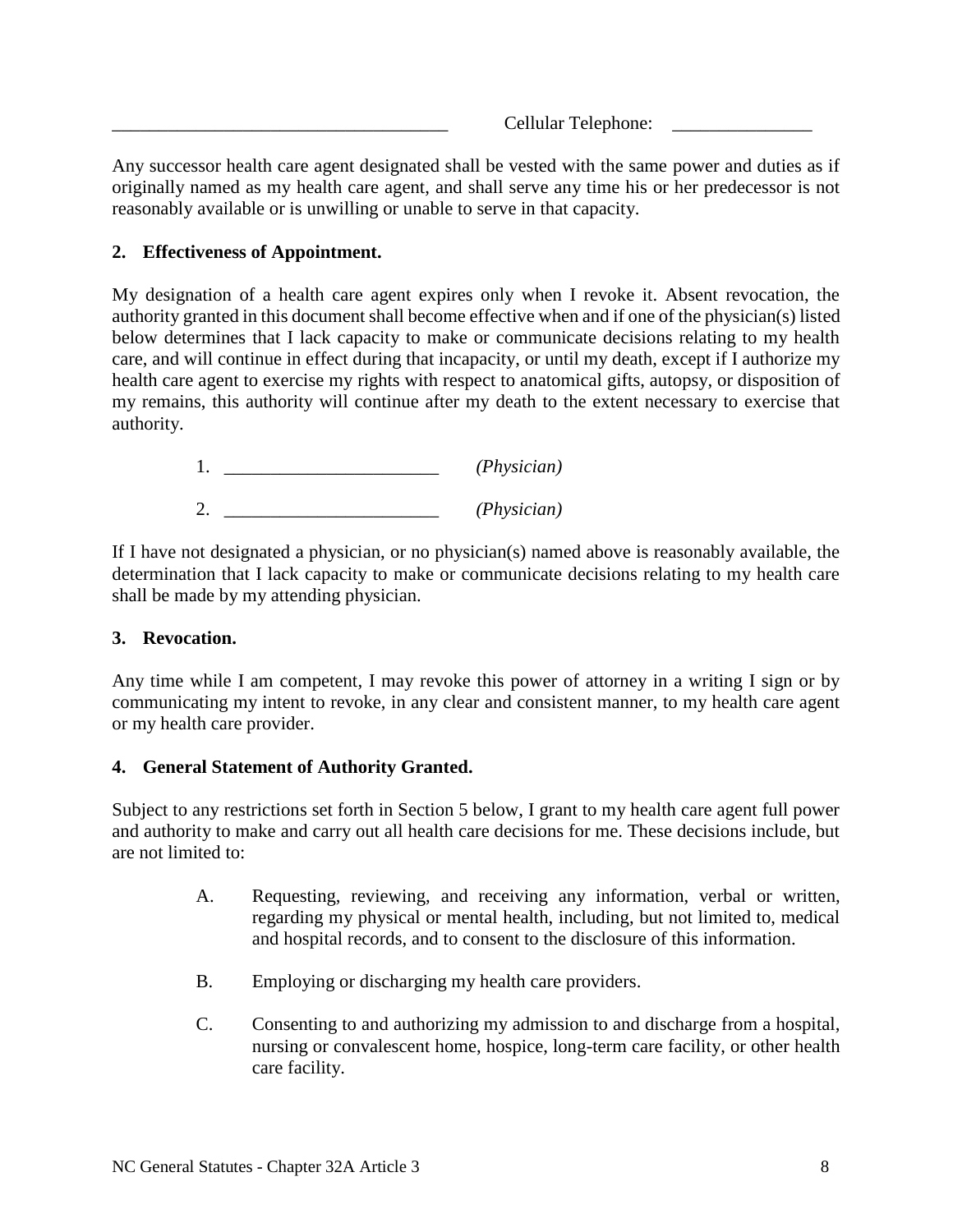\_\_\_\_\_\_\_\_\_\_\_\_\_\_\_\_\_\_\_\_\_\_\_\_\_\_\_\_\_\_\_\_\_\_\_\_ Cellular Telephone: \_\_\_\_\_\_\_\_\_\_\_\_\_\_\_

Any successor health care agent designated shall be vested with the same power and duties as if originally named as my health care agent, and shall serve any time his or her predecessor is not reasonably available or is unwilling or unable to serve in that capacity.

**2. Effectiveness of Appointment.**

My designation of a health care agent expires only when I revoke it. Absent revocation, the authority granted in this document shall become effective when and if one of the physician(s) listed below determines that I lack capacity to make or communicate decisions relating to my health care, and will continue in effect during that incapacity, or until my death, except if I authorize my health care agent to exercise my rights with respect to anatomical gifts, autopsy, or disposition of my remains, this authority will continue after my death to the extent necessary to exercise that authority.

1. \_\_\_\_\_\_\_\_\_\_\_\_\_\_\_\_\_\_\_\_\_\_\_ *(Physician)*

2. \_\_\_\_\_\_\_\_\_\_\_\_\_\_\_\_\_\_\_\_\_\_\_ *(Physician)*

If I have not designated a physician, or no physician(s) named above is reasonably available, the determination that I lack capacity to make or communicate decisions relating to my health care shall be made by my attending physician.

**3. Revocation.**

Any time while I am competent, I may revoke this power of attorney in a writing I sign or by communicating my intent to revoke, in any clear and consistent manner, to my health care agent or my health care provider.

**4. General Statement of Authority Granted.**

Subject to any restrictions set forth in Section 5 below, I grant to my health care agent full power and authority to make and carry out all health care decisions for me. These decisions include, but are not limited to:

A. Requesting, reviewing, and receiving any information, verbal or written, regarding my physical or mental health, including, but not limited to, medical and hospital records, and to consent to the disclosure of this information.

B. Employing or discharging my health care providers.

C. Consenting to and authorizing my admission to and discharge from a hospital, nursing or convalescent home, hospice, long-term care facility, or other health care facility.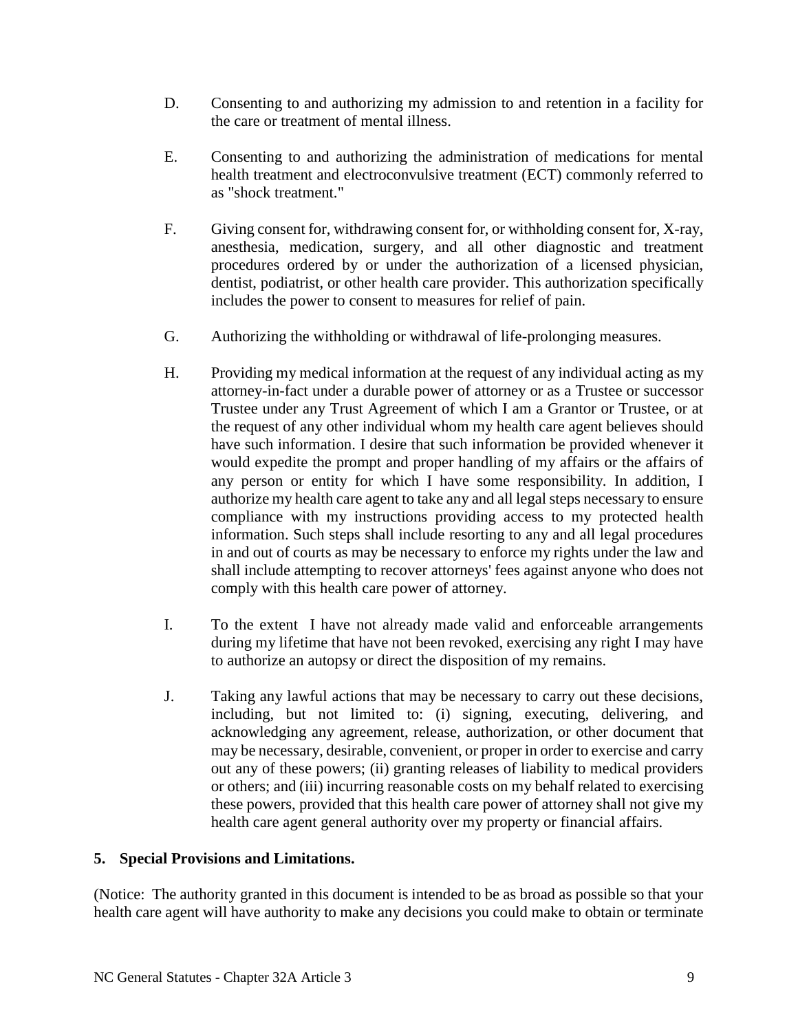D. Consenting to and authorizing my admission to and retention in a facility for the care or treatment of mental illness.

E. Consenting to and authorizing the administration of medications for mental health treatment and electroconvulsive treatment (ECT) commonly referred to as "shock treatment."

F. Giving consent for, withdrawing consent for, or withholding consent for, X-ray, anesthesia, medication, surgery, and all other diagnostic and treatment procedures ordered by or under the authorization of a licensed physician, dentist, podiatrist, or other health care provider. This authorization specifically includes the power to consent to measures for relief of pain.

G. Authorizing the withholding or withdrawal of life-prolonging measures.

H. Providing my medical information at the request of any individual acting as my attorney-in-fact under a durable power of attorney or as a Trustee or successor Trustee under any Trust Agreement of which I am a Grantor or Trustee, or at the request of any other individual whom my health care agent believes should have such information. I desire that such information be provided whenever it would expedite the prompt and proper handling of my affairs or the affairs of any person or entity for which I have some responsibility. In addition, I authorize my health care agent to take any and all legal steps necessary to ensure compliance with my instructions providing access to my protected health information. Such steps shall include resorting to any and all legal procedures in and out of courts as may be necessary to enforce my rights under the law and shall include attempting to recover attorneys' fees against anyone who does not comply with this health care power of attorney.

I. To the extent I have not already made valid and enforceable arrangements during my lifetime that have not been revoked, exercising any right I may have to authorize an autopsy or direct the disposition of my remains.

J. Taking any lawful actions that may be necessary to carry out these decisions, including, but not limited to: (i) signing, executing, delivering, and acknowledging any agreement, release, authorization, or other document that may be necessary, desirable, convenient, or proper in order to exercise and carry out any of these powers; (ii) granting releases of liability to medical providers or others; and (iii) incurring reasonable costs on my behalf related to exercising these powers, provided that this health care power of attorney shall not give my health care agent general authority over my property or financial affairs.

**5. Special Provisions and Limitations.**

(Notice: The authority granted in this document is intended to be as broad as possible so that your health care agent will have authority to make any decisions you could make to obtain or terminate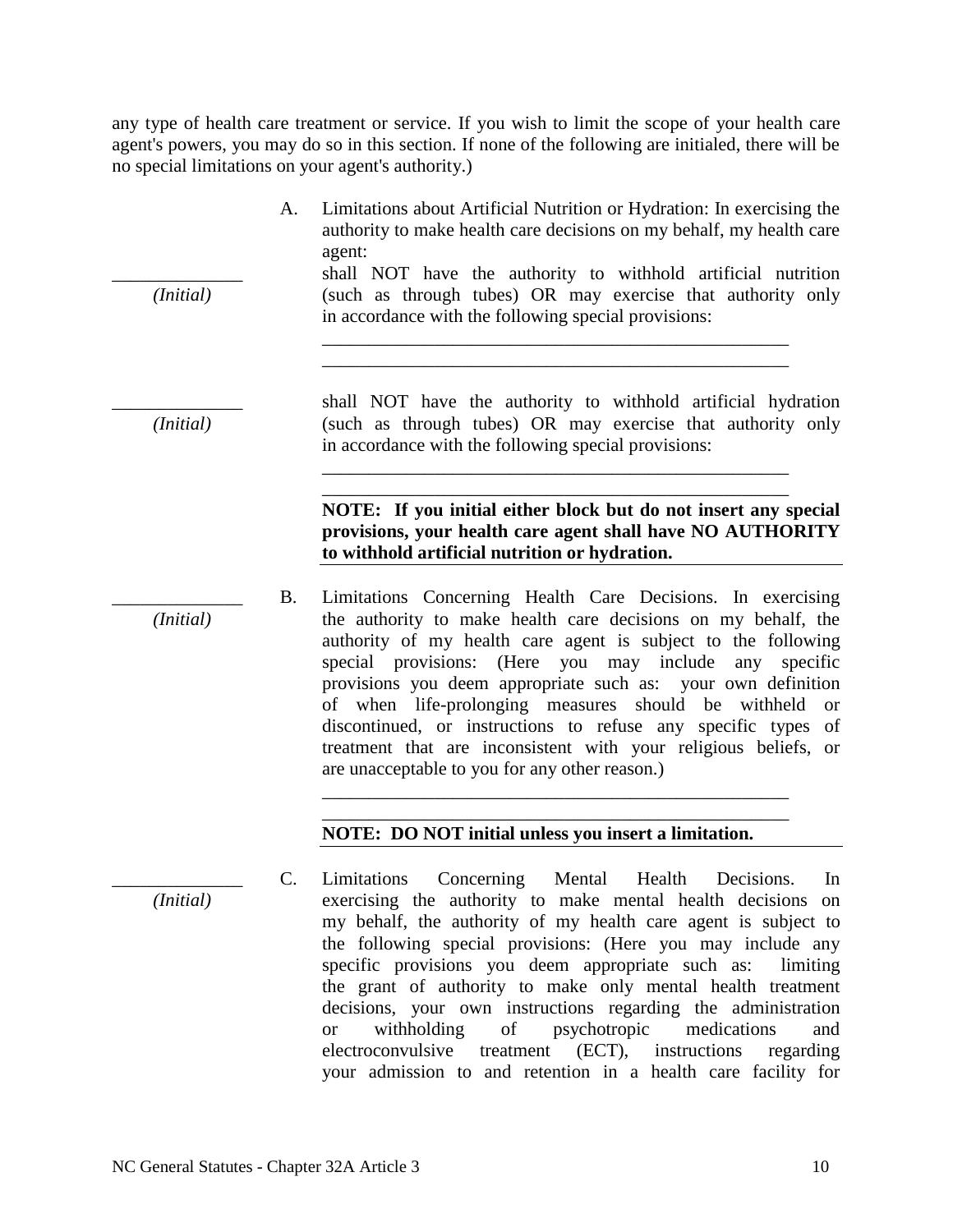any type of health care treatment or service. If you wish to limit the scope of your health care agent's powers, you may do so in this section. If none of the following are initialed, there will be no special limitations on your agent's authority.)

A. Limitations about Artificial Nutrition or Hydration: In exercising the authority to make health care decisions on my behalf, my health care agent:

______________ *(Initial)* shall NOT have the authority to withhold artificial nutrition (such as through tubes) OR may exercise that authority only in accordance with the following special provisions:

_____________________________________________________

_____________________________________________________

______________ *(Initial)* shall NOT have the authority to withhold artificial hydration (such as through tubes) OR may exercise that authority only in accordance with the following special provisions:

_____________________________________________________

_____________________________________________________

**NOTE: If you initial either block but do not insert any special provisions, your health care agent shall have NO AUTHORITY to withhold artificial nutrition or hydration.**

______________ *(Initial)*

B. Limitations Concerning Health Care Decisions. In exercising the authority to make health care decisions on my behalf, the authority of my health care agent is subject to the following special provisions: (Here you may include any specific provisions you deem appropriate such as: your own definition of when life-prolonging measures should be withheld or discontinued, or instructions to refuse any specific types of treatment that are inconsistent with your religious beliefs, or are unacceptable to you for any other reason.)

_____________________________________________________

_____________________________________________________

**NOTE: DO NOT initial unless you insert a limitation.**

______________ *(Initial)*

C. Limitations Concerning Mental Health Decisions. In exercising the authority to make mental health decisions on my behalf, the authority of my health care agent is subject to the following special provisions: (Here you may include any specific provisions you deem appropriate such as: limiting the grant of authority to make only mental health treatment decisions, your own instructions regarding the administration or withholding of psychotropic medications and electroconvulsive treatment (ECT), instructions regarding your admission to and retention in a health care facility for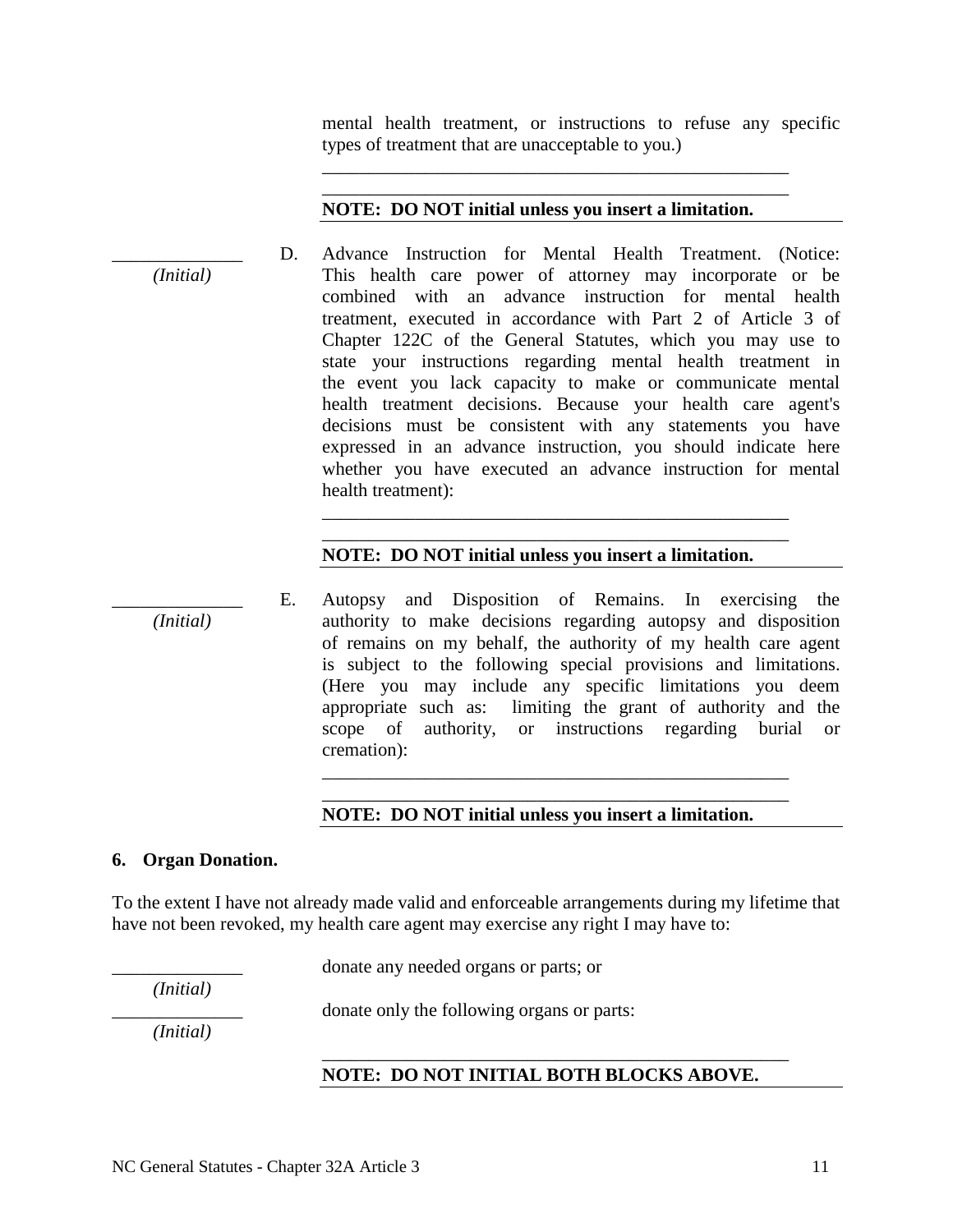mental health treatment, or instructions to refuse any specific types of treatment that are unacceptable to you.)

______________________________________________________

______________________________________________________

**NOTE: DO NOT initial unless you insert a limitation.**

______________
*(Initial)*

D. Advance Instruction for Mental Health Treatment. (Notice: This health care power of attorney may incorporate or be combined with an advance instruction for mental health treatment, executed in accordance with Part 2 of Article 3 of Chapter 122C of the General Statutes, which you may use to state your instructions regarding mental health treatment in the event you lack capacity to make or communicate mental health treatment decisions. Because your health care agent's decisions must be consistent with any statements you have expressed in an advance instruction, you should indicate here whether you have executed an advance instruction for mental health treatment):

______________________________________________________

______________________________________________________

**NOTE: DO NOT initial unless you insert a limitation.**

______________
*(Initial)*

E. Autopsy and Disposition of Remains. In exercising the authority to make decisions regarding autopsy and disposition of remains on my behalf, the authority of my health care agent is subject to the following special provisions and limitations. (Here you may include any specific limitations you deem appropriate such as: limiting the grant of authority and the scope of authority, or instructions regarding burial or cremation):

______________________________________________________

______________________________________________________

**NOTE: DO NOT initial unless you insert a limitation.**

## 6. Organ Donation.

To the extent I have not already made valid and enforceable arrangements during my lifetime that have not been revoked, my health care agent may exercise any right I may have to:

______________
*(Initial)*

donate any needed organs or parts; or

______________
*(Initial)*

donate only the following organs or parts:

______________________________________________________

**NOTE: DO NOT INITIAL BOTH BLOCKS ABOVE.**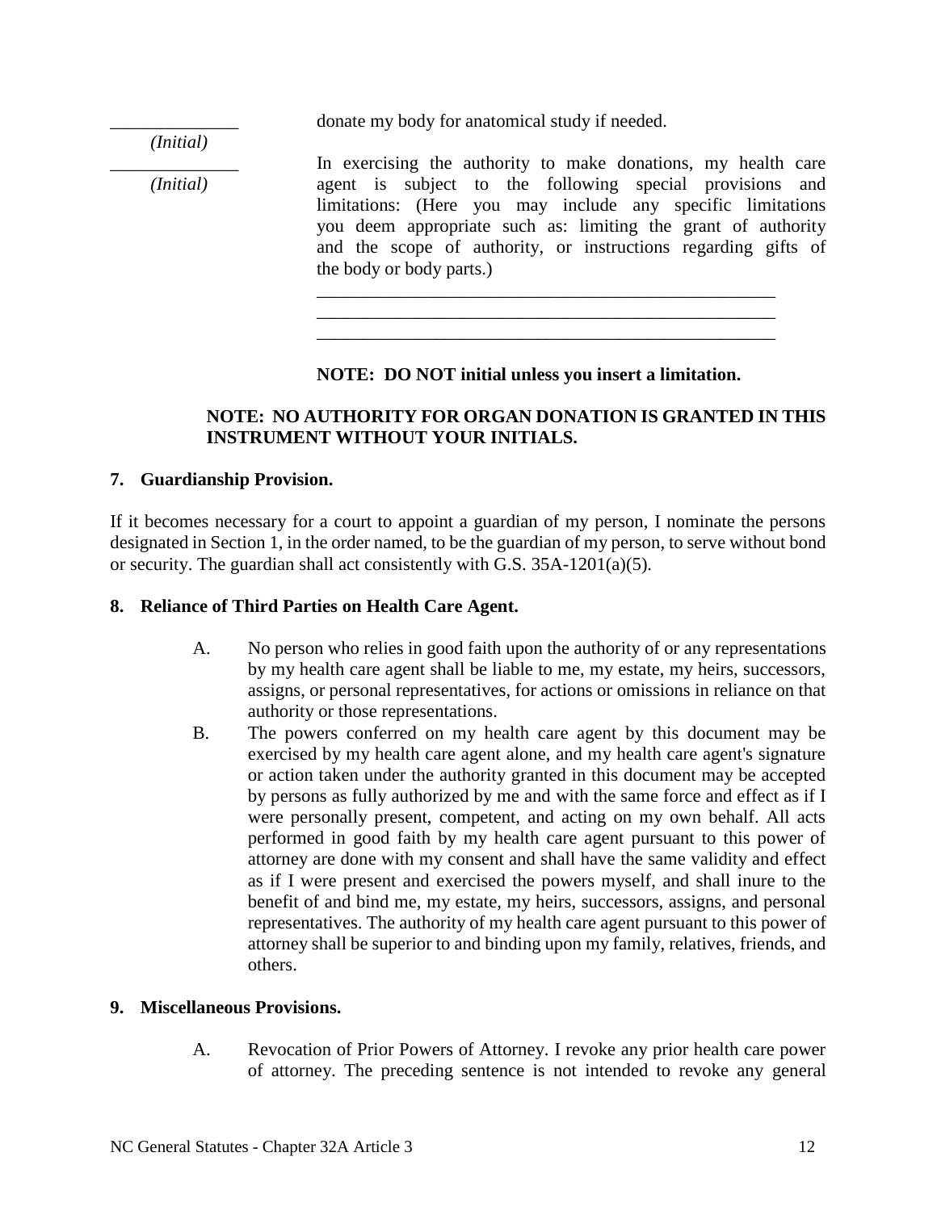______________ (Initial) — donate my body for anatomical study if needed.

______________ (Initial) — In exercising the authority to make donations, my health care agent is subject to the following special provisions and limitations: (Here you may include any specific limitations you deem appropriate such as: limiting the grant of authority and the scope of authority, or instructions regarding gifts of the body or body parts.)

____________________________________________________
____________________________________________________
____________________________________________________

**NOTE: DO NOT initial unless you insert a limitation.**

**NOTE: NO AUTHORITY FOR ORGAN DONATION IS GRANTED IN THIS INSTRUMENT WITHOUT YOUR INITIALS.**

**7. Guardianship Provision.**

If it becomes necessary for a court to appoint a guardian of my person, I nominate the persons designated in Section 1, in the order named, to be the guardian of my person, to serve without bond or security. The guardian shall act consistently with G.S. 35A-1201(a)(5).

**8. Reliance of Third Parties on Health Care Agent.**

A. No person who relies in good faith upon the authority of or any representations by my health care agent shall be liable to me, my estate, my heirs, successors, assigns, or personal representatives, for actions or omissions in reliance on that authority or those representations.

B. The powers conferred on my health care agent by this document may be exercised by my health care agent alone, and my health care agent's signature or action taken under the authority granted in this document may be accepted by persons as fully authorized by me and with the same force and effect as if I were personally present, competent, and acting on my own behalf. All acts performed in good faith by my health care agent pursuant to this power of attorney are done with my consent and shall have the same validity and effect as if I were present and exercised the powers myself, and shall inure to the benefit of and bind me, my estate, my heirs, successors, assigns, and personal representatives. The authority of my health care agent pursuant to this power of attorney shall be superior to and binding upon my family, relatives, friends, and others.

**9. Miscellaneous Provisions.**

A. Revocation of Prior Powers of Attorney. I revoke any prior health care power of attorney. The preceding sentence is not intended to revoke any general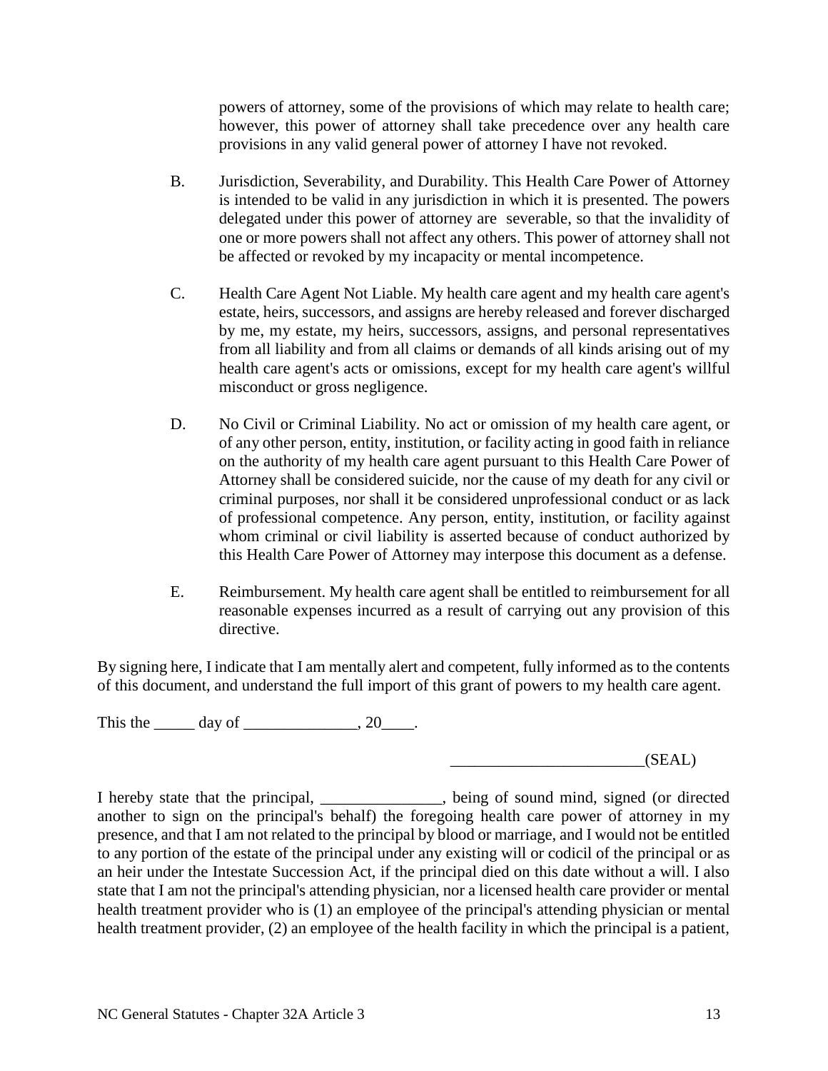powers of attorney, some of the provisions of which may relate to health care; however, this power of attorney shall take precedence over any health care provisions in any valid general power of attorney I have not revoked.

B. Jurisdiction, Severability, and Durability. This Health Care Power of Attorney is intended to be valid in any jurisdiction in which it is presented. The powers delegated under this power of attorney are severable, so that the invalidity of one or more powers shall not affect any others. This power of attorney shall not be affected or revoked by my incapacity or mental incompetence.

C. Health Care Agent Not Liable. My health care agent and my health care agent's estate, heirs, successors, and assigns are hereby released and forever discharged by me, my estate, my heirs, successors, assigns, and personal representatives from all liability and from all claims or demands of all kinds arising out of my health care agent's acts or omissions, except for my health care agent's willful misconduct or gross negligence.

D. No Civil or Criminal Liability. No act or omission of my health care agent, or of any other person, entity, institution, or facility acting in good faith in reliance on the authority of my health care agent pursuant to this Health Care Power of Attorney shall be considered suicide, nor the cause of my death for any civil or criminal purposes, nor shall it be considered unprofessional conduct or as lack of professional competence. Any person, entity, institution, or facility against whom criminal or civil liability is asserted because of conduct authorized by this Health Care Power of Attorney may interpose this document as a defense.

E. Reimbursement. My health care agent shall be entitled to reimbursement for all reasonable expenses incurred as a result of carrying out any provision of this directive.

By signing here, I indicate that I am mentally alert and competent, fully informed as to the contents of this document, and understand the full import of this grant of powers to my health care agent.

This the _____ day of ______________, 20____.

________________________(SEAL)

I hereby state that the principal, _______________, being of sound mind, signed (or directed another to sign on the principal's behalf) the foregoing health care power of attorney in my presence, and that I am not related to the principal by blood or marriage, and I would not be entitled to any portion of the estate of the principal under any existing will or codicil of the principal or as an heir under the Intestate Succession Act, if the principal died on this date without a will. I also state that I am not the principal's attending physician, nor a licensed health care provider or mental health treatment provider who is (1) an employee of the principal's attending physician or mental health treatment provider, (2) an employee of the health facility in which the principal is a patient,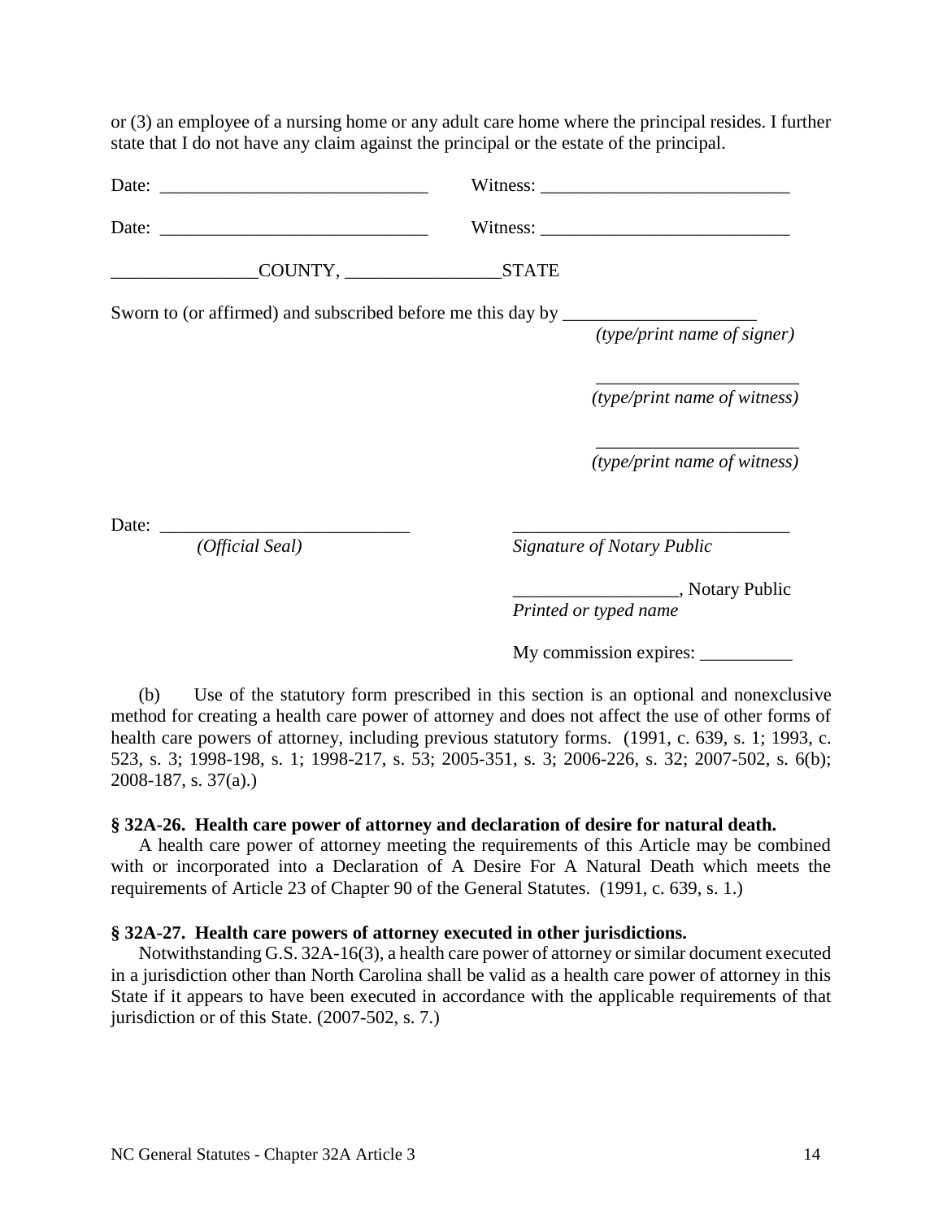or (3) an employee of a nursing home or any adult care home where the principal resides. I further state that I do not have any claim against the principal or the estate of the principal.

Date: ____________________________ Witness: __________________________

Date: ____________________________ Witness: __________________________

_______________COUNTY, ________________STATE

Sworn to (or affirmed) and subscribed before me this day by ____________________
*(type/print name of signer)*

_____________________
*(type/print name of witness)*

_____________________
*(type/print name of witness)*

Date: __________________________ _____________________________
*(Official Seal)* *Signature of Notary Public*

_________________, Notary Public
*Printed or typed name*

My commission expires: __________

(b) Use of the statutory form prescribed in this section is an optional and nonexclusive method for creating a health care power of attorney and does not affect the use of other forms of health care powers of attorney, including previous statutory forms. (1991, c. 639, s. 1; 1993, c. 523, s. 3; 1998-198, s. 1; 1998-217, s. 53; 2005-351, s. 3; 2006-226, s. 32; 2007-502, s. 6(b); 2008-187, s. 37(a).)

**§ 32A-26. Health care power of attorney and declaration of desire for natural death.**

A health care power of attorney meeting the requirements of this Article may be combined with or incorporated into a Declaration of A Desire For A Natural Death which meets the requirements of Article 23 of Chapter 90 of the General Statutes. (1991, c. 639, s. 1.)

**§ 32A-27. Health care powers of attorney executed in other jurisdictions.**

Notwithstanding G.S. 32A-16(3), a health care power of attorney or similar document executed in a jurisdiction other than North Carolina shall be valid as a health care power of attorney in this State if it appears to have been executed in accordance with the applicable requirements of that jurisdiction or of this State. (2007-502, s. 7.)